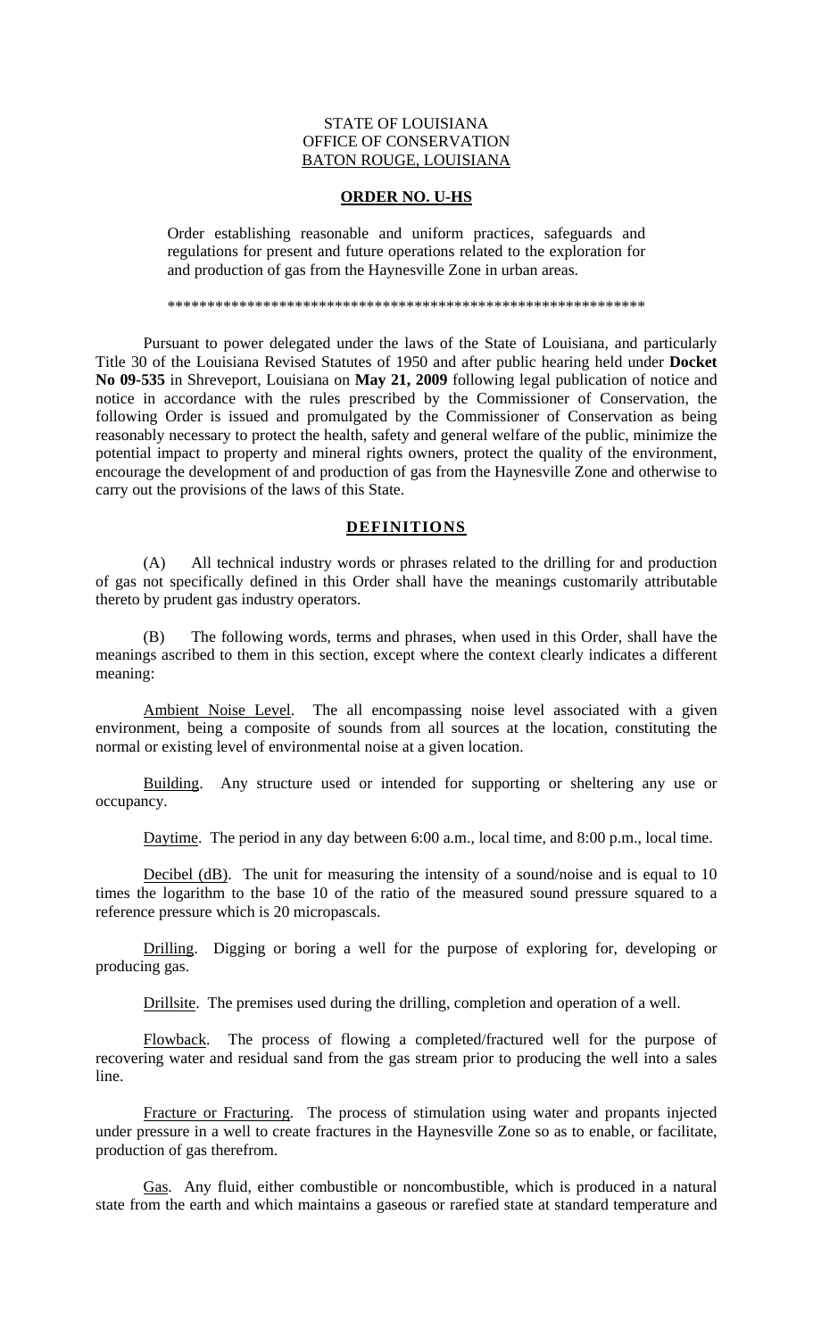STATE OF LOUISIANA
OFFICE OF CONSERVATION
BATON ROUGE, LOUISIANA

**ORDER NO. U-HS**

Order establishing reasonable and uniform practices, safeguards and regulations for present and future operations related to the exploration for and production of gas from the Haynesville Zone in urban areas.

*************************************************************

Pursuant to power delegated under the laws of the State of Louisiana, and particularly Title 30 of the Louisiana Revised Statutes of 1950 and after public hearing held under **Docket No 09-535** in Shreveport, Louisiana on **May 21, 2009** following legal publication of notice and notice in accordance with the rules prescribed by the Commissioner of Conservation, the following Order is issued and promulgated by the Commissioner of Conservation as being reasonably necessary to protect the health, safety and general welfare of the public, minimize the potential impact to property and mineral rights owners, protect the quality of the environment, encourage the development of and production of gas from the Haynesville Zone and otherwise to carry out the provisions of the laws of this State.

## DEFINITIONS

(A) All technical industry words or phrases related to the drilling for and production of gas not specifically defined in this Order shall have the meanings customarily attributable thereto by prudent gas industry operators.

(B) The following words, terms and phrases, when used in this Order, shall have the meanings ascribed to them in this section, except where the context clearly indicates a different meaning:

Ambient Noise Level. The all encompassing noise level associated with a given environment, being a composite of sounds from all sources at the location, constituting the normal or existing level of environmental noise at a given location.

Building. Any structure used or intended for supporting or sheltering any use or occupancy.

Daytime. The period in any day between 6:00 a.m., local time, and 8:00 p.m., local time.

Decibel (dB). The unit for measuring the intensity of a sound/noise and is equal to 10 times the logarithm to the base 10 of the ratio of the measured sound pressure squared to a reference pressure which is 20 micropascals.

Drilling. Digging or boring a well for the purpose of exploring for, developing or producing gas.

Drillsite. The premises used during the drilling, completion and operation of a well.

Flowback. The process of flowing a completed/fractured well for the purpose of recovering water and residual sand from the gas stream prior to producing the well into a sales line.

Fracture or Fracturing. The process of stimulation using water and propants injected under pressure in a well to create fractures in the Haynesville Zone so as to enable, or facilitate, production of gas therefrom.

Gas. Any fluid, either combustible or noncombustible, which is produced in a natural state from the earth and which maintains a gaseous or rarefied state at standard temperature and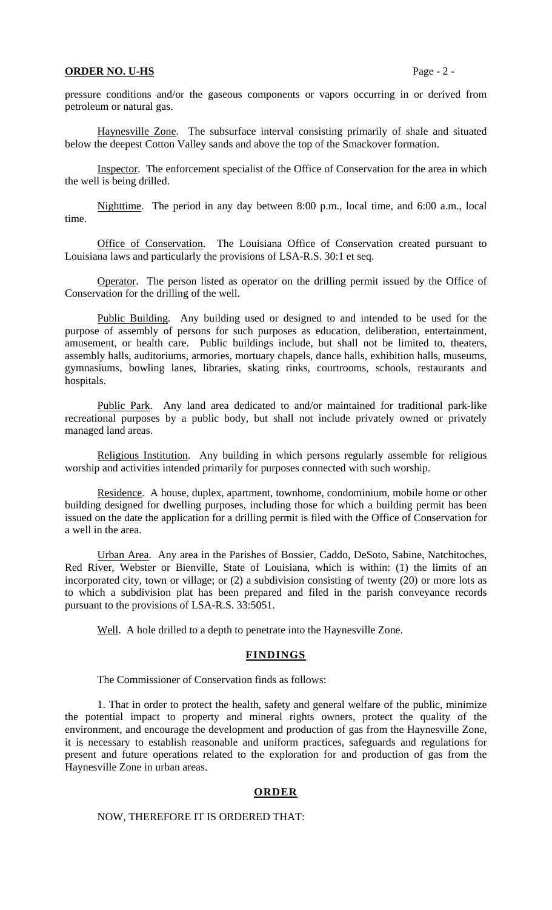pressure conditions and/or the gaseous components or vapors occurring in or derived from petroleum or natural gas.

Haynesville Zone. The subsurface interval consisting primarily of shale and situated below the deepest Cotton Valley sands and above the top of the Smackover formation.

Inspector. The enforcement specialist of the Office of Conservation for the area in which the well is being drilled.

Nighttime. The period in any day between 8:00 p.m., local time, and 6:00 a.m., local time.

Office of Conservation. The Louisiana Office of Conservation created pursuant to Louisiana laws and particularly the provisions of LSA-R.S. 30:1 et seq.

Operator. The person listed as operator on the drilling permit issued by the Office of Conservation for the drilling of the well.

Public Building. Any building used or designed to and intended to be used for the purpose of assembly of persons for such purposes as education, deliberation, entertainment, amusement, or health care. Public buildings include, but shall not be limited to, theaters, assembly halls, auditoriums, armories, mortuary chapels, dance halls, exhibition halls, museums, gymnasiums, bowling lanes, libraries, skating rinks, courtrooms, schools, restaurants and hospitals.

Public Park. Any land area dedicated to and/or maintained for traditional park-like recreational purposes by a public body, but shall not include privately owned or privately managed land areas.

Religious Institution. Any building in which persons regularly assemble for religious worship and activities intended primarily for purposes connected with such worship.

Residence. A house, duplex, apartment, townhome, condominium, mobile home or other building designed for dwelling purposes, including those for which a building permit has been issued on the date the application for a drilling permit is filed with the Office of Conservation for a well in the area.

Urban Area. Any area in the Parishes of Bossier, Caddo, DeSoto, Sabine, Natchitoches, Red River, Webster or Bienville, State of Louisiana, which is within: (1) the limits of an incorporated city, town or village; or (2) a subdivision consisting of twenty (20) or more lots as to which a subdivision plat has been prepared and filed in the parish conveyance records pursuant to the provisions of LSA-R.S. 33:5051.

Well. A hole drilled to a depth to penetrate into the Haynesville Zone.

## FINDINGS

The Commissioner of Conservation finds as follows:

1. That in order to protect the health, safety and general welfare of the public, minimize the potential impact to property and mineral rights owners, protect the quality of the environment, and encourage the development and production of gas from the Haynesville Zone, it is necessary to establish reasonable and uniform practices, safeguards and regulations for present and future operations related to the exploration for and production of gas from the Haynesville Zone in urban areas.

## ORDER

NOW, THEREFORE IT IS ORDERED THAT: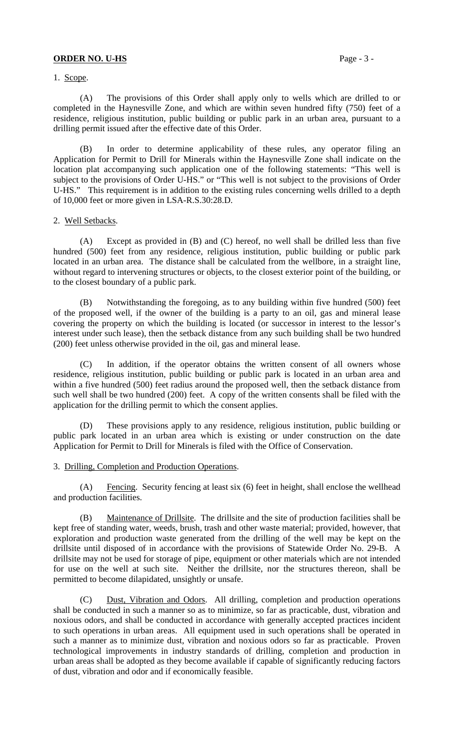1. Scope.

(A) The provisions of this Order shall apply only to wells which are drilled to or completed in the Haynesville Zone, and which are within seven hundred fifty (750) feet of a residence, religious institution, public building or public park in an urban area, pursuant to a drilling permit issued after the effective date of this Order.

(B) In order to determine applicability of these rules, any operator filing an Application for Permit to Drill for Minerals within the Haynesville Zone shall indicate on the location plat accompanying such application one of the following statements: "This well is subject to the provisions of Order U-HS." or "This well is not subject to the provisions of Order U-HS." This requirement is in addition to the existing rules concerning wells drilled to a depth of 10,000 feet or more given in LSA-R.S.30:28.D.

2. Well Setbacks.

(A) Except as provided in (B) and (C) hereof, no well shall be drilled less than five hundred (500) feet from any residence, religious institution, public building or public park located in an urban area. The distance shall be calculated from the wellbore, in a straight line, without regard to intervening structures or objects, to the closest exterior point of the building, or to the closest boundary of a public park.

(B) Notwithstanding the foregoing, as to any building within five hundred (500) feet of the proposed well, if the owner of the building is a party to an oil, gas and mineral lease covering the property on which the building is located (or successor in interest to the lessor's interest under such lease), then the setback distance from any such building shall be two hundred (200) feet unless otherwise provided in the oil, gas and mineral lease.

(C) In addition, if the operator obtains the written consent of all owners whose residence, religious institution, public building or public park is located in an urban area and within a five hundred (500) feet radius around the proposed well, then the setback distance from such well shall be two hundred (200) feet. A copy of the written consents shall be filed with the application for the drilling permit to which the consent applies.

(D) These provisions apply to any residence, religious institution, public building or public park located in an urban area which is existing or under construction on the date Application for Permit to Drill for Minerals is filed with the Office of Conservation.

3. Drilling, Completion and Production Operations.

(A) Fencing. Security fencing at least six (6) feet in height, shall enclose the wellhead and production facilities.

(B) Maintenance of Drillsite. The drillsite and the site of production facilities shall be kept free of standing water, weeds, brush, trash and other waste material; provided, however, that exploration and production waste generated from the drilling of the well may be kept on the drillsite until disposed of in accordance with the provisions of Statewide Order No. 29-B. A drillsite may not be used for storage of pipe, equipment or other materials which are not intended for use on the well at such site. Neither the drillsite, nor the structures thereon, shall be permitted to become dilapidated, unsightly or unsafe.

(C) Dust, Vibration and Odors. All drilling, completion and production operations shall be conducted in such a manner so as to minimize, so far as practicable, dust, vibration and noxious odors, and shall be conducted in accordance with generally accepted practices incident to such operations in urban areas. All equipment used in such operations shall be operated in such a manner as to minimize dust, vibration and noxious odors so far as practicable. Proven technological improvements in industry standards of drilling, completion and production in urban areas shall be adopted as they become available if capable of significantly reducing factors of dust, vibration and odor and if economically feasible.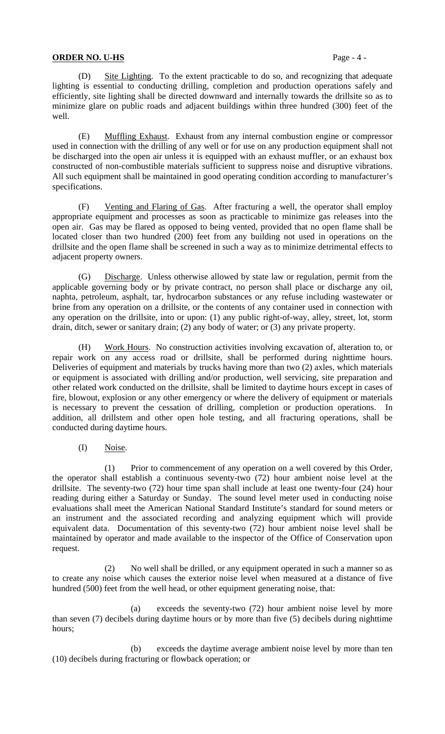(D) Site Lighting. To the extent practicable to do so, and recognizing that adequate lighting is essential to conducting drilling, completion and production operations safely and efficiently, site lighting shall be directed downward and internally towards the drillsite so as to minimize glare on public roads and adjacent buildings within three hundred (300) feet of the well.

(E) Muffling Exhaust. Exhaust from any internal combustion engine or compressor used in connection with the drilling of any well or for use on any production equipment shall not be discharged into the open air unless it is equipped with an exhaust muffler, or an exhaust box constructed of non-combustible materials sufficient to suppress noise and disruptive vibrations. All such equipment shall be maintained in good operating condition according to manufacturer's specifications.

(F) Venting and Flaring of Gas. After fracturing a well, the operator shall employ appropriate equipment and processes as soon as practicable to minimize gas releases into the open air. Gas may be flared as opposed to being vented, provided that no open flame shall be located closer than two hundred (200) feet from any building not used in operations on the drillsite and the open flame shall be screened in such a way as to minimize detrimental effects to adjacent property owners.

(G) Discharge. Unless otherwise allowed by state law or regulation, permit from the applicable governing body or by private contract, no person shall place or discharge any oil, naphta, petroleum, asphalt, tar, hydrocarbon substances or any refuse including wastewater or brine from any operation on a drillsite, or the contents of any container used in connection with any operation on the drillsite, into or upon: (1) any public right-of-way, alley, street, lot, storm drain, ditch, sewer or sanitary drain; (2) any body of water; or (3) any private property.

(H) Work Hours. No construction activities involving excavation of, alteration to, or repair work on any access road or drillsite, shall be performed during nighttime hours. Deliveries of equipment and materials by trucks having more than two (2) axles, which materials or equipment is associated with drilling and/or production, well servicing, site preparation and other related work conducted on the drillsite, shall be limited to daytime hours except in cases of fire, blowout, explosion or any other emergency or where the delivery of equipment or materials is necessary to prevent the cessation of drilling, completion or production operations. In addition, all drillstem and other open hole testing, and all fracturing operations, shall be conducted during daytime hours.

(I) Noise.

(1) Prior to commencement of any operation on a well covered by this Order, the operator shall establish a continuous seventy-two (72) hour ambient noise level at the drillsite. The seventy-two (72) hour time span shall include at least one twenty-four (24) hour reading during either a Saturday or Sunday. The sound level meter used in conducting noise evaluations shall meet the American National Standard Institute's standard for sound meters or an instrument and the associated recording and analyzing equipment which will provide equivalent data. Documentation of this seventy-two (72) hour ambient noise level shall be maintained by operator and made available to the inspector of the Office of Conservation upon request.

(2) No well shall be drilled, or any equipment operated in such a manner so as to create any noise which causes the exterior noise level when measured at a distance of five hundred (500) feet from the well head, or other equipment generating noise, that:

(a) exceeds the seventy-two (72) hour ambient noise level by more than seven (7) decibels during daytime hours or by more than five (5) decibels during nighttime hours;

(b) exceeds the daytime average ambient noise level by more than ten (10) decibels during fracturing or flowback operation; or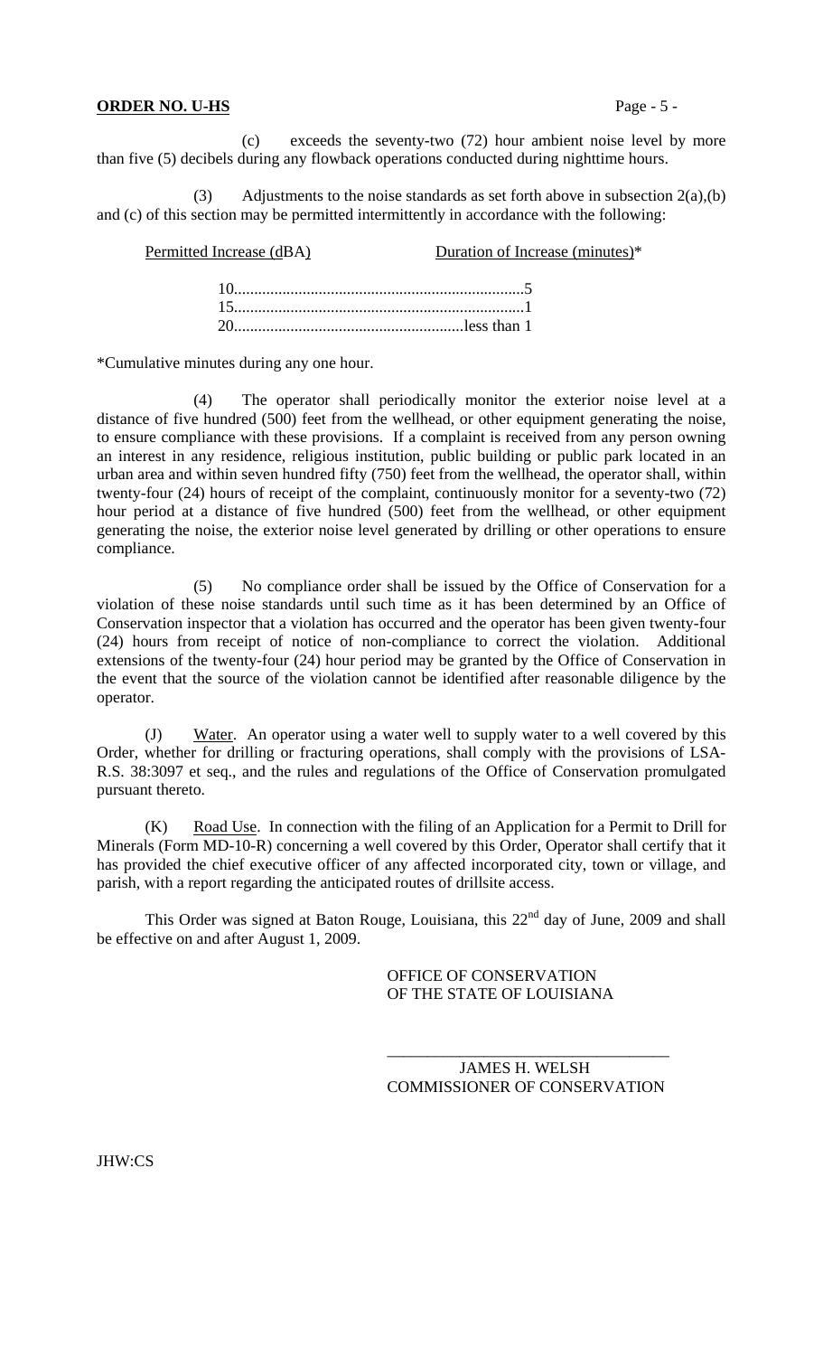(c) exceeds the seventy-two (72) hour ambient noise level by more than five (5) decibels during any flowback operations conducted during nighttime hours.

(3) Adjustments to the noise standards as set forth above in subsection 2(a),(b) and (c) of this section may be permitted intermittently in accordance with the following:

| Permitted Increase (dBA) | Duration of Increase (minutes)* |
|---|---|
| 10 | 5 |
| 15 | 1 |
| 20 | less than 1 |

*Cumulative minutes during any one hour.

(4) The operator shall periodically monitor the exterior noise level at a distance of five hundred (500) feet from the wellhead, or other equipment generating the noise, to ensure compliance with these provisions. If a complaint is received from any person owning an interest in any residence, religious institution, public building or public park located in an urban area and within seven hundred fifty (750) feet from the wellhead, the operator shall, within twenty-four (24) hours of receipt of the complaint, continuously monitor for a seventy-two (72) hour period at a distance of five hundred (500) feet from the wellhead, or other equipment generating the noise, the exterior noise level generated by drilling or other operations to ensure compliance.

(5) No compliance order shall be issued by the Office of Conservation for a violation of these noise standards until such time as it has been determined by an Office of Conservation inspector that a violation has occurred and the operator has been given twenty-four (24) hours from receipt of notice of non-compliance to correct the violation. Additional extensions of the twenty-four (24) hour period may be granted by the Office of Conservation in the event that the source of the violation cannot be identified after reasonable diligence by the operator.

(J) Water. An operator using a water well to supply water to a well covered by this Order, whether for drilling or fracturing operations, shall comply with the provisions of LSA-R.S. 38:3097 et seq., and the rules and regulations of the Office of Conservation promulgated pursuant thereto.

(K) Road Use. In connection with the filing of an Application for a Permit to Drill for Minerals (Form MD-10-R) concerning a well covered by this Order, Operator shall certify that it has provided the chief executive officer of any affected incorporated city, town or village, and parish, with a report regarding the anticipated routes of drillsite access.

This Order was signed at Baton Rouge, Louisiana, this 22nd day of June, 2009 and shall be effective on and after August 1, 2009.

OFFICE OF CONSERVATION
OF THE STATE OF LOUISIANA

\_\_\_\_\_\_\_\_\_\_\_\_\_\_\_\_\_\_\_\_\_\_\_\_\_\_\_\_\_\_\_\_\_\_

JAMES H. WELSH
COMMISSIONER OF CONSERVATION

JHW:CS